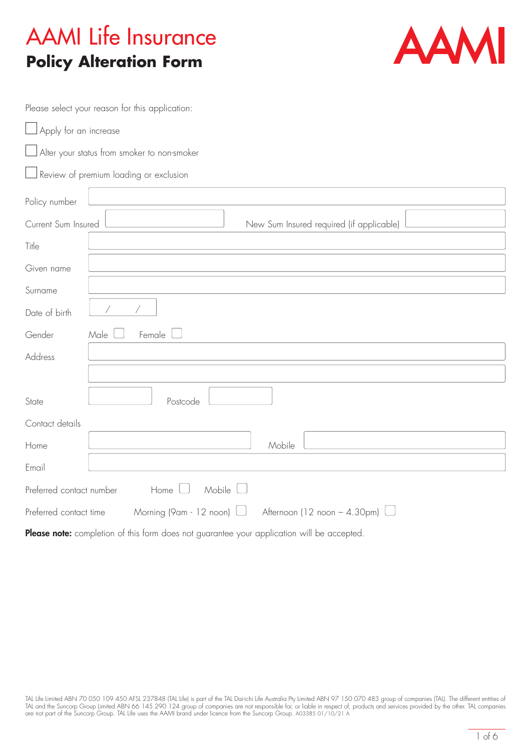# AAMI Life Insurance

## Policy Alteration Form

Please select your reason for this application:

- ☐ Apply for an increase
- ☐ Alter your status from smoker to non-smoker
- ☐ Review of premium loading or exclusion

Policy number

Current Sum Insured  New Sum Insured required (if applicable)

Title

Given name

Surname

Date of birth  /  /

Gender  Male ☐ Female ☐

Address

State  Postcode

Contact details

Home  Mobile

Email

Preferred contact number  Home ☐ Mobile ☐

Preferred contact time  Morning (9am - 12 noon) ☐ Afternoon (12 noon – 4.30pm) ☐

**Please note:** completion of this form does not guarantee your application will be accepted.

TAL Life Limited ABN 70 050 109 450 AFSL 237848 (TAL Life) is part of the TAL Dai-ichi Life Australia Pty Limited ABN 97 150 070 483 group of companies (TAL). The different entities of TAL and the Suncorp Group Limited ABN 66 145 290 124 group of companies are not responsible for, or liable in respect of, products and services provided by the other. TAL companies are not part of the Suncorp Group. TAL Life uses the AAMI brand under licence from the Suncorp Group. A03385 01/10/21 A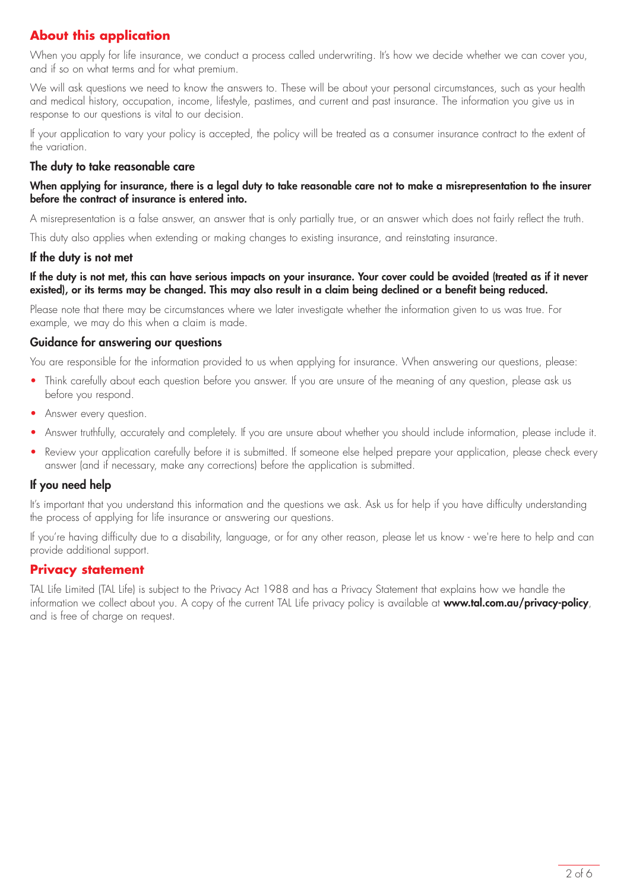## About this application

When you apply for life insurance, we conduct a process called underwriting. It's how we decide whether we can cover you, and if so on what terms and for what premium.

We will ask questions we need to know the answers to. These will be about your personal circumstances, such as your health and medical history, occupation, income, lifestyle, pastimes, and current and past insurance. The information you give us in response to our questions is vital to our decision.

If your application to vary your policy is accepted, the policy will be treated as a consumer insurance contract to the extent of the variation.

### The duty to take reasonable care

**When applying for insurance, there is a legal duty to take reasonable care not to make a misrepresentation to the insurer before the contract of insurance is entered into.**

A misrepresentation is a false answer, an answer that is only partially true, or an answer which does not fairly reflect the truth.

This duty also applies when extending or making changes to existing insurance, and reinstating insurance.

### If the duty is not met

**If the duty is not met, this can have serious impacts on your insurance. Your cover could be avoided (treated as if it never existed), or its terms may be changed. This may also result in a claim being declined or a benefit being reduced.**

Please note that there may be circumstances where we later investigate whether the information given to us was true. For example, we may do this when a claim is made.

### Guidance for answering our questions

You are responsible for the information provided to us when applying for insurance. When answering our questions, please:

- Think carefully about each question before you answer. If you are unsure of the meaning of any question, please ask us before you respond.
- Answer every question.
- Answer truthfully, accurately and completely. If you are unsure about whether you should include information, please include it.
- Review your application carefully before it is submitted. If someone else helped prepare your application, please check every answer (and if necessary, make any corrections) before the application is submitted.

### If you need help

It's important that you understand this information and the questions we ask. Ask us for help if you have difficulty understanding the process of applying for life insurance or answering our questions.

If you're having difficulty due to a disability, language, or for any other reason, please let us know - we're here to help and can provide additional support.

## Privacy statement

TAL Life Limited (TAL Life) is subject to the Privacy Act 1988 and has a Privacy Statement that explains how we handle the information we collect about you. A copy of the current TAL Life privacy policy is available at **www.tal.com.au/privacy-policy**, and is free of charge on request.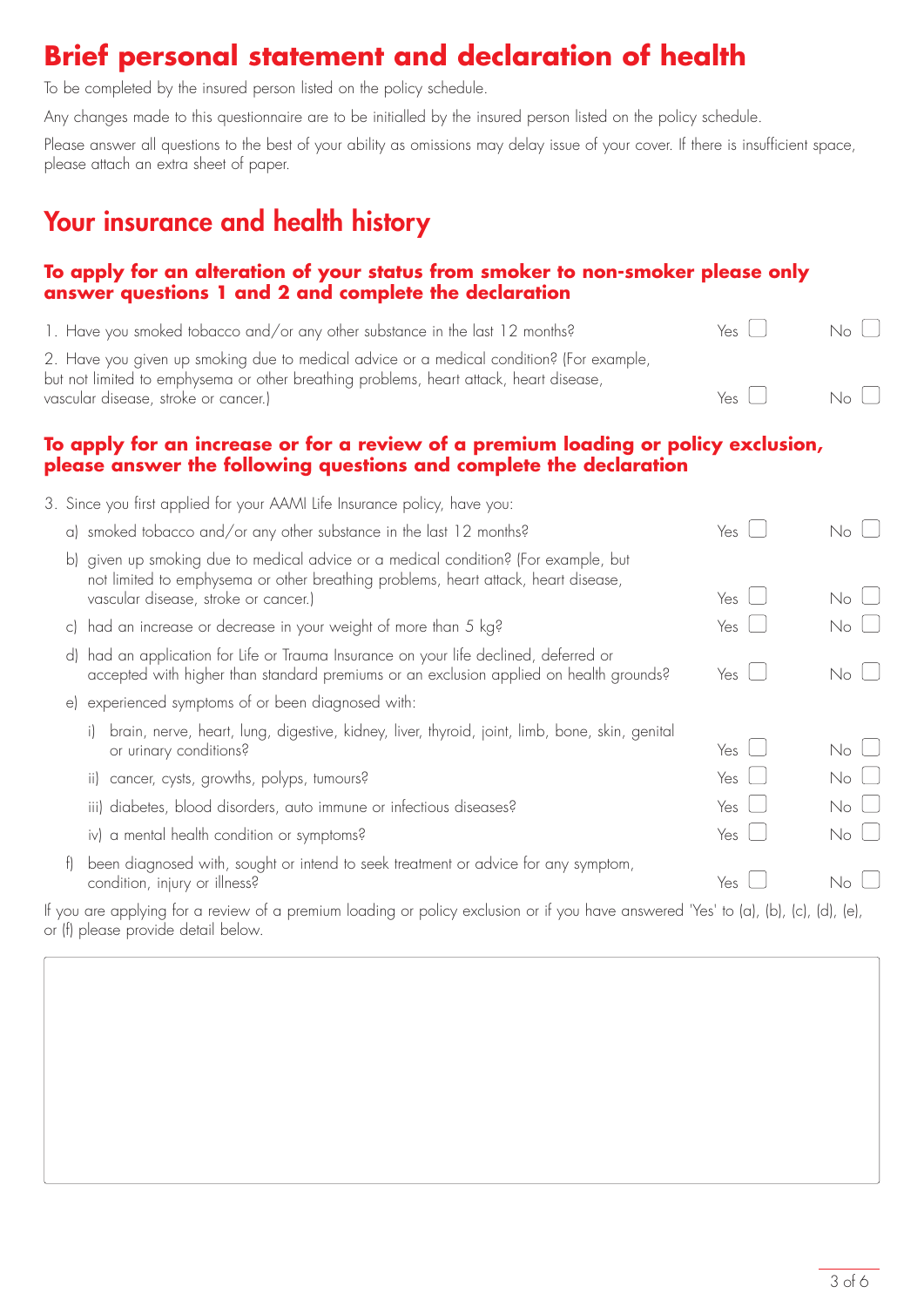# Brief personal statement and declaration of health

To be completed by the insured person listed on the policy schedule.

Any changes made to this questionnaire are to be initialled by the insured person listed on the policy schedule.

Please answer all questions to the best of your ability as omissions may delay issue of your cover. If there is insufficient space, please attach an extra sheet of paper.

## Your insurance and health history

### To apply for an alteration of your status from smoker to non-smoker please only answer questions 1 and 2 and complete the declaration

1. Have you smoked tobacco and/or any other substance in the last 12 months? Yes ☐ No ☐

2. Have you given up smoking due to medical advice or a medical condition? (For example, but not limited to emphysema or other breathing problems, heart attack, heart disease, vascular disease, stroke or cancer.) Yes ☐ No ☐

### To apply for an increase or for a review of a premium loading or policy exclusion, please answer the following questions and complete the declaration

3. Since you first applied for your AAMI Life Insurance policy, have you:

   a) smoked tobacco and/or any other substance in the last 12 months? Yes ☐ No ☐

   b) given up smoking due to medical advice or a medical condition? (For example, but not limited to emphysema or other breathing problems, heart attack, heart disease, vascular disease, stroke or cancer.) Yes ☐ No ☐

   c) had an increase or decrease in your weight of more than 5 kg? Yes ☐ No ☐

   d) had an application for Life or Trauma Insurance on your life declined, deferred or accepted with higher than standard premiums or an exclusion applied on health grounds? Yes ☐ No ☐

   e) experienced symptoms of or been diagnosed with:

      i) brain, nerve, heart, lung, digestive, kidney, liver, thyroid, joint, limb, bone, skin, genital or urinary conditions? Yes ☐ No ☐

      ii) cancer, cysts, growths, polyps, tumours? Yes ☐ No ☐

      iii) diabetes, blood disorders, auto immune or infectious diseases? Yes ☐ No ☐

      iv) a mental health condition or symptoms? Yes ☐ No ☐

   f) been diagnosed with, sought or intend to seek treatment or advice for any symptom, condition, injury or illness? Yes ☐ No ☐

If you are applying for a review of a premium loading or policy exclusion or if you have answered 'Yes' to (a), (b), (c), (d), (e), or (f) please provide detail below.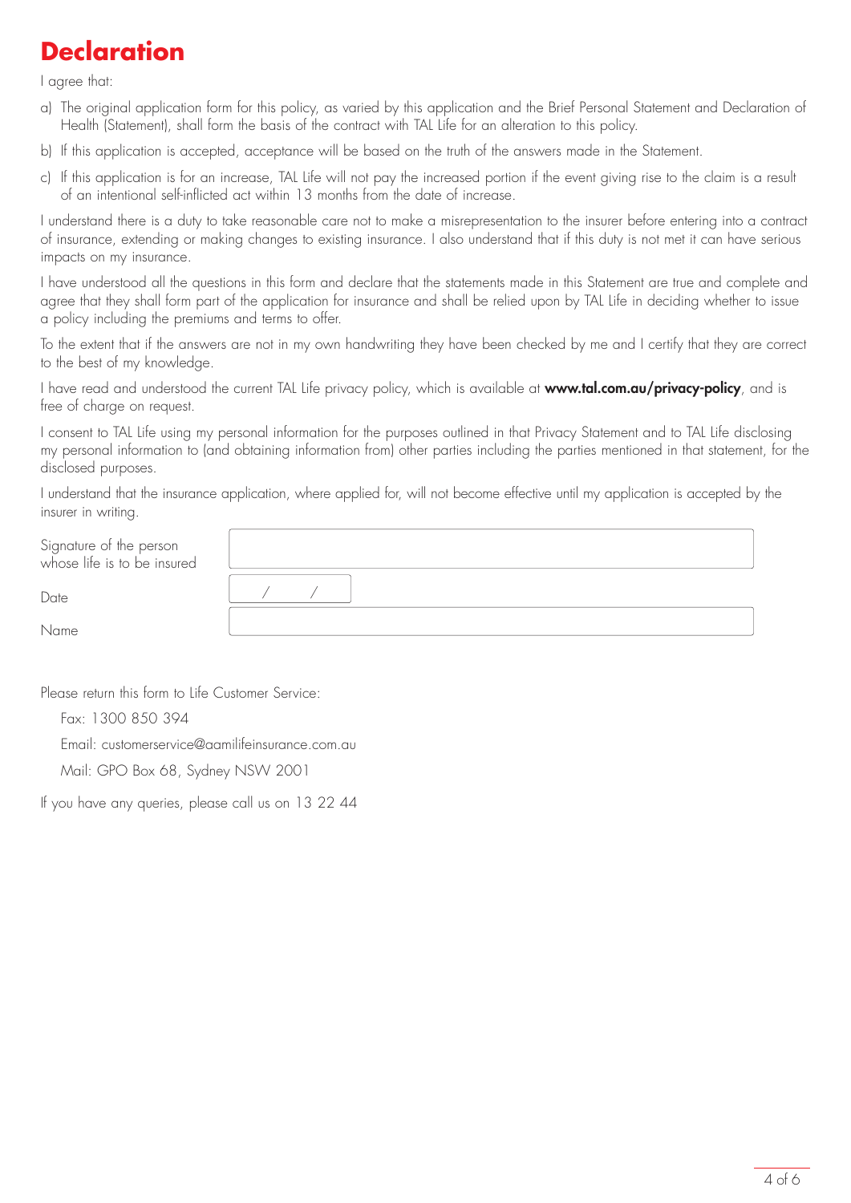# Declaration

I agree that:

a) The original application form for this policy, as varied by this application and the Brief Personal Statement and Declaration of Health (Statement), shall form the basis of the contract with TAL Life for an alteration to this policy.

b) If this application is accepted, acceptance will be based on the truth of the answers made in the Statement.

c) If this application is for an increase, TAL Life will not pay the increased portion if the event giving rise to the claim is a result of an intentional self-inflicted act within 13 months from the date of increase.

I understand there is a duty to take reasonable care not to make a misrepresentation to the insurer before entering into a contract of insurance, extending or making changes to existing insurance. I also understand that if this duty is not met it can have serious impacts on my insurance.

I have understood all the questions in this form and declare that the statements made in this Statement are true and complete and agree that they shall form part of the application for insurance and shall be relied upon by TAL Life in deciding whether to issue a policy including the premiums and terms to offer.

To the extent that if the answers are not in my own handwriting they have been checked by me and I certify that they are correct to the best of my knowledge.

I have read and understood the current TAL Life privacy policy, which is available at **www.tal.com.au/privacy-policy**, and is free of charge on request.

I consent to TAL Life using my personal information for the purposes outlined in that Privacy Statement and to TAL Life disclosing my personal information to (and obtaining information from) other parties including the parties mentioned in that statement, for the disclosed purposes.

I understand that the insurance application, where applied for, will not become effective until my application is accepted by the insurer in writing.

Signature of the person whose life is to be insured

Date &nbsp;&nbsp;&nbsp;&nbsp; / &nbsp;&nbsp;&nbsp;&nbsp; /

Name

Please return this form to Life Customer Service:

Fax: 1300 850 394

Email: customerservice@aamilifeinsurance.com.au

Mail: GPO Box 68, Sydney NSW 2001

If you have any queries, please call us on 13 22 44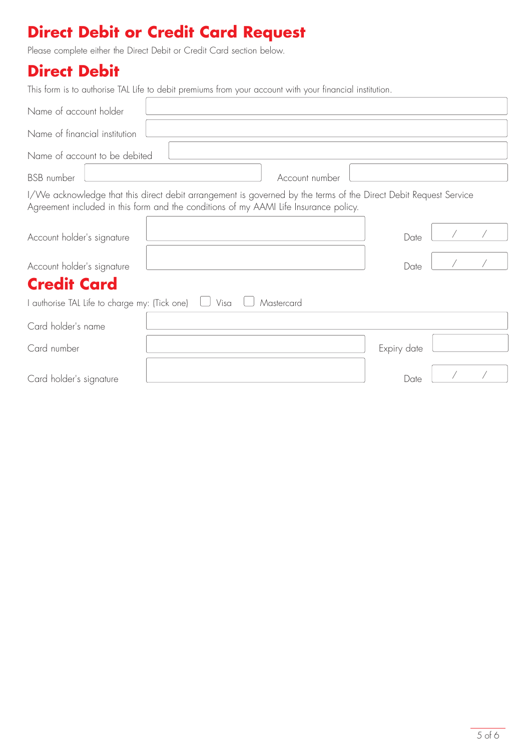# Direct Debit or Credit Card Request

Please complete either the Direct Debit or Credit Card section below.

## Direct Debit

This form is to authorise TAL Life to debit premiums from your account with your financial institution.

Name of account holder

Name of financial institution

Name of account to be debited

BSB number Account number

I/We acknowledge that this direct debit arrangement is governed by the terms of the Direct Debit Request Service Agreement included in this form and the conditions of my AAMI Life Insurance policy.

Account holder's signature Date / /

Account holder's signature Date / /

## Credit Card

I authorise TAL Life to charge my: (Tick one) ☐ Visa ☐ Mastercard

Card holder's name

Card number Expiry date

Card holder's signature Date / /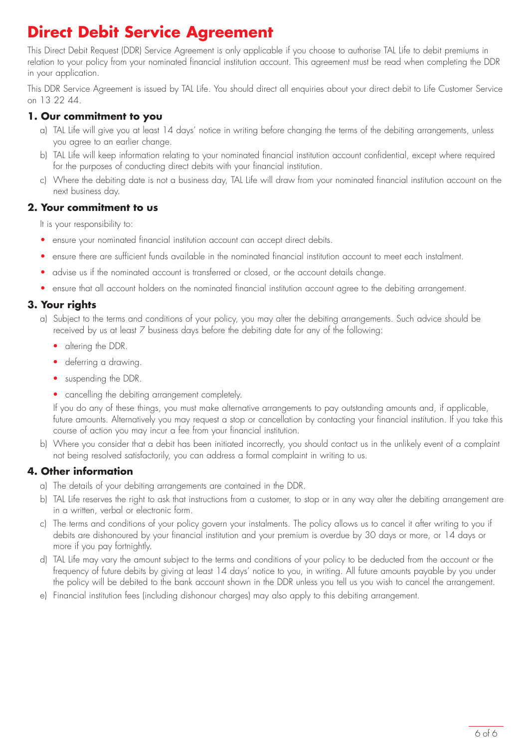# Direct Debit Service Agreement

This Direct Debit Request (DDR) Service Agreement is only applicable if you choose to authorise TAL Life to debit premiums in relation to your policy from your nominated financial institution account. This agreement must be read when completing the DDR in your application.

This DDR Service Agreement is issued by TAL Life. You should direct all enquiries about your direct debit to Life Customer Service on 13 22 44.

### 1. Our commitment to you

a) TAL Life will give you at least 14 days' notice in writing before changing the terms of the debiting arrangements, unless you agree to an earlier change.

b) TAL Life will keep information relating to your nominated financial institution account confidential, except where required for the purposes of conducting direct debits with your financial institution.

c) Where the debiting date is not a business day, TAL Life will draw from your nominated financial institution account on the next business day.

### 2. Your commitment to us

It is your responsibility to:

- ensure your nominated financial institution account can accept direct debits.
- ensure there are sufficient funds available in the nominated financial institution account to meet each instalment.
- advise us if the nominated account is transferred or closed, or the account details change.
- ensure that all account holders on the nominated financial institution account agree to the debiting arrangement.

### 3. Your rights

a) Subject to the terms and conditions of your policy, you may alter the debiting arrangements. Such advice should be received by us at least 7 business days before the debiting date for any of the following:

- altering the DDR.
- deferring a drawing.
- suspending the DDR.
- cancelling the debiting arrangement completely.

If you do any of these things, you must make alternative arrangements to pay outstanding amounts and, if applicable, future amounts. Alternatively you may request a stop or cancellation by contacting your financial institution. If you take this course of action you may incur a fee from your financial institution.

b) Where you consider that a debit has been initiated incorrectly, you should contact us in the unlikely event of a complaint not being resolved satisfactorily, you can address a formal complaint in writing to us.

### 4. Other information

a) The details of your debiting arrangements are contained in the DDR.

b) TAL Life reserves the right to ask that instructions from a customer, to stop or in any way alter the debiting arrangement are in a written, verbal or electronic form.

c) The terms and conditions of your policy govern your instalments. The policy allows us to cancel it after writing to you if debits are dishonoured by your financial institution and your premium is overdue by 30 days or more, or 14 days or more if you pay fortnightly.

d) TAL Life may vary the amount subject to the terms and conditions of your policy to be deducted from the account or the frequency of future debits by giving at least 14 days' notice to you, in writing. All future amounts payable by you under the policy will be debited to the bank account shown in the DDR unless you tell us you wish to cancel the arrangement.

e) Financial institution fees (including dishonour charges) may also apply to this debiting arrangement.